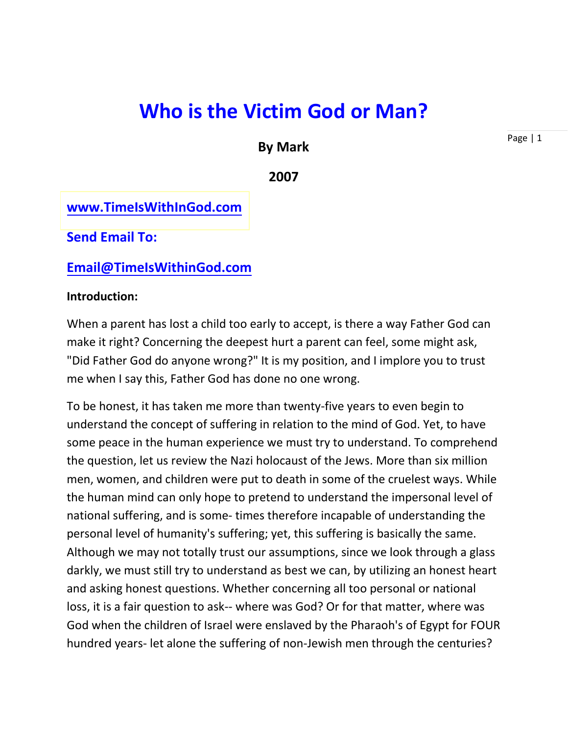# Who is the Victim God or Man?

**By Mark**

**2007**

**www.TimeIsWithInGod.com**

**Send Email To:**

**Email@TimeIsWithinGod.com**

**Introduction:**

When a parent has lost a child too early to accept, is there a way Father God can make it right? Concerning the deepest hurt a parent can feel, some might ask, "Did Father God do anyone wrong?" It is my position, and I implore you to trust me when I say this, Father God has done no one wrong.

To be honest, it has taken me more than twenty-five years to even begin to understand the concept of suffering in relation to the mind of God. Yet, to have some peace in the human experience we must try to understand. To comprehend the question, let us review the Nazi holocaust of the Jews. More than six million men, women, and children were put to death in some of the cruelest ways. While the human mind can only hope to pretend to understand the impersonal level of national suffering, and is some- times therefore incapable of understanding the personal level of humanity's suffering; yet, this suffering is basically the same. Although we may not totally trust our assumptions, since we look through a glass darkly, we must still try to understand as best we can, by utilizing an honest heart and asking honest questions. Whether concerning all too personal or national loss, it is a fair question to ask-- where was God? Or for that matter, where was God when the children of Israel were enslaved by the Pharaoh's of Egypt for FOUR hundred years- let alone the suffering of non-Jewish men through the centuries?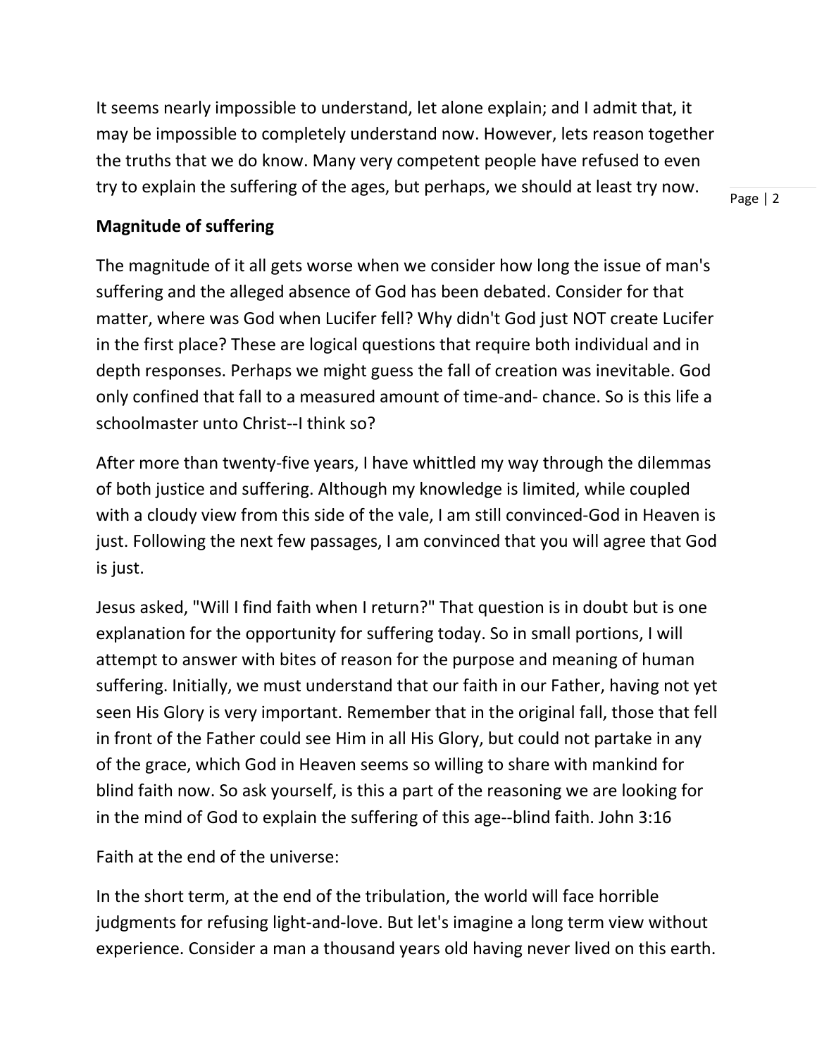It seems nearly impossible to understand, let alone explain; and I admit that, it may be impossible to completely understand now. However, lets reason together the truths that we do know. Many very competent people have refused to even try to explain the suffering of the ages, but perhaps, we should at least try now.

**Magnitude of suffering**

The magnitude of it all gets worse when we consider how long the issue of man's suffering and the alleged absence of God has been debated. Consider for that matter, where was God when Lucifer fell? Why didn't God just NOT create Lucifer in the first place? These are logical questions that require both individual and in depth responses. Perhaps we might guess the fall of creation was inevitable. God only confined that fall to a measured amount of time-and- chance. So is this life a schoolmaster unto Christ--I think so?

After more than twenty-five years, I have whittled my way through the dilemmas of both justice and suffering. Although my knowledge is limited, while coupled with a cloudy view from this side of the vale, I am still convinced-God in Heaven is just. Following the next few passages, I am convinced that you will agree that God is just.

Jesus asked, "Will I find faith when I return?" That question is in doubt but is one explanation for the opportunity for suffering today. So in small portions, I will attempt to answer with bites of reason for the purpose and meaning of human suffering. Initially, we must understand that our faith in our Father, having not yet seen His Glory is very important. Remember that in the original fall, those that fell in front of the Father could see Him in all His Glory, but could not partake in any of the grace, which God in Heaven seems so willing to share with mankind for blind faith now. So ask yourself, is this a part of the reasoning we are looking for in the mind of God to explain the suffering of this age--blind faith. John 3:16

Faith at the end of the universe:

In the short term, at the end of the tribulation, the world will face horrible judgments for refusing light-and-love. But let's imagine a long term view without experience. Consider a man a thousand years old having never lived on this earth.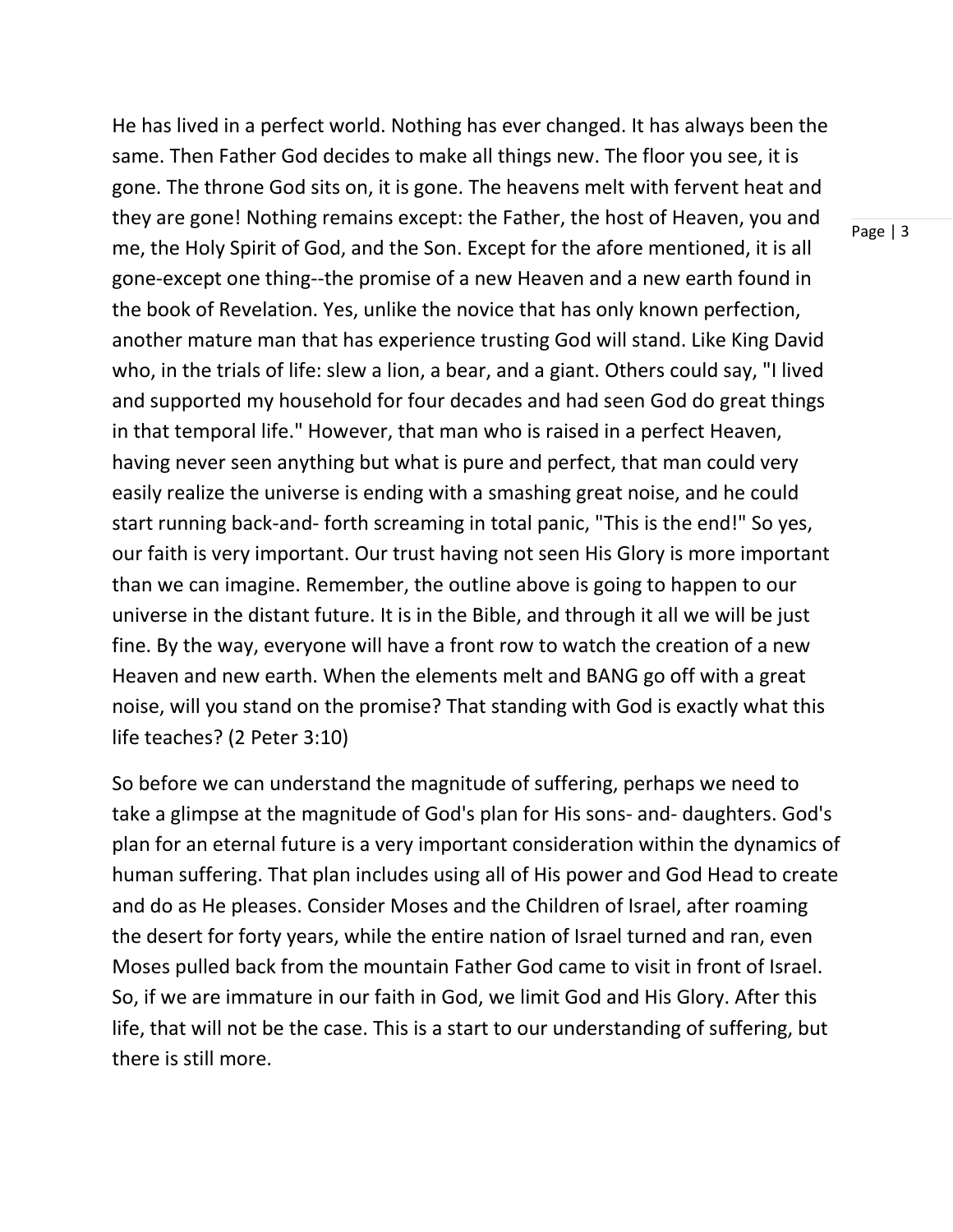He has lived in a perfect world. Nothing has ever changed. It has always been the same. Then Father God decides to make all things new. The floor you see, it is gone. The throne God sits on, it is gone. The heavens melt with fervent heat and they are gone! Nothing remains except: the Father, the host of Heaven, you and me, the Holy Spirit of God, and the Son. Except for the afore mentioned, it is all gone-except one thing--the promise of a new Heaven and a new earth found in the book of Revelation. Yes, unlike the novice that has only known perfection, another mature man that has experience trusting God will stand. Like King David who, in the trials of life: slew a lion, a bear, and a giant. Others could say, "I lived and supported my household for four decades and had seen God do great things in that temporal life." However, that man who is raised in a perfect Heaven, having never seen anything but what is pure and perfect, that man could very easily realize the universe is ending with a smashing great noise, and he could start running back-and- forth screaming in total panic, "This is the end!" So yes, our faith is very important. Our trust having not seen His Glory is more important than we can imagine. Remember, the outline above is going to happen to our universe in the distant future. It is in the Bible, and through it all we will be just fine. By the way, everyone will have a front row to watch the creation of a new Heaven and new earth. When the elements melt and BANG go off with a great noise, will you stand on the promise? That standing with God is exactly what this life teaches? (2 Peter 3:10)

So before we can understand the magnitude of suffering, perhaps we need to take a glimpse at the magnitude of God's plan for His sons- and- daughters. God's plan for an eternal future is a very important consideration within the dynamics of human suffering. That plan includes using all of His power and God Head to create and do as He pleases. Consider Moses and the Children of Israel, after roaming the desert for forty years, while the entire nation of Israel turned and ran, even Moses pulled back from the mountain Father God came to visit in front of Israel. So, if we are immature in our faith in God, we limit God and His Glory. After this life, that will not be the case. This is a start to our understanding of suffering, but there is still more.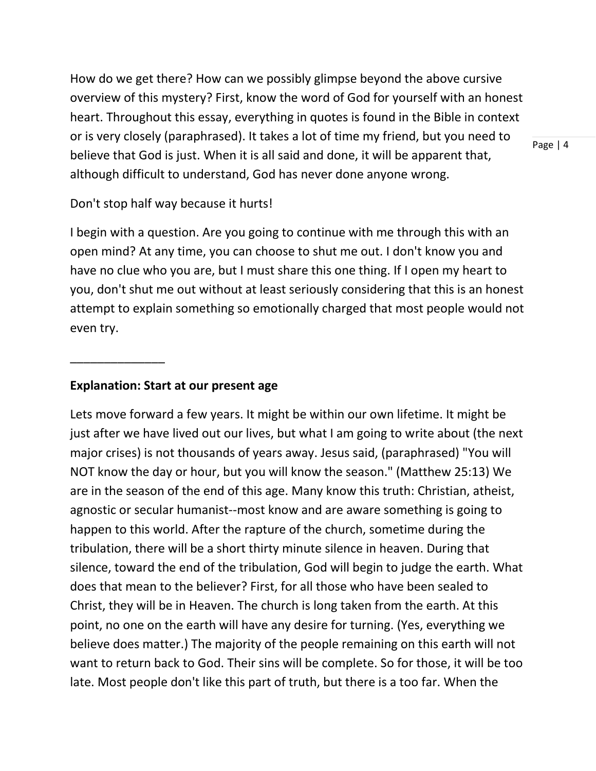How do we get there? How can we possibly glimpse beyond the above cursive overview of this mystery? First, know the word of God for yourself with an honest heart. Throughout this essay, everything in quotes is found in the Bible in context or is very closely (paraphrased). It takes a lot of time my friend, but you need to believe that God is just. When it is all said and done, it will be apparent that, although difficult to understand, God has never done anyone wrong.

Don't stop half way because it hurts!

I begin with a question. Are you going to continue with me through this with an open mind? At any time, you can choose to shut me out. I don't know you and have no clue who you are, but I must share this one thing. If I open my heart to you, don't shut me out without at least seriously considering that this is an honest attempt to explain something so emotionally charged that most people would not even try.

______________

**Explanation: Start at our present age**

Lets move forward a few years. It might be within our own lifetime. It might be just after we have lived out our lives, but what I am going to write about (the next major crises) is not thousands of years away. Jesus said, (paraphrased) "You will NOT know the day or hour, but you will know the season." (Matthew 25:13) We are in the season of the end of this age. Many know this truth: Christian, atheist, agnostic or secular humanist--most know and are aware something is going to happen to this world. After the rapture of the church, sometime during the tribulation, there will be a short thirty minute silence in heaven. During that silence, toward the end of the tribulation, God will begin to judge the earth. What does that mean to the believer? First, for all those who have been sealed to Christ, they will be in Heaven. The church is long taken from the earth. At this point, no one on the earth will have any desire for turning. (Yes, everything we believe does matter.) The majority of the people remaining on this earth will not want to return back to God. Their sins will be complete. So for those, it will be too late. Most people don't like this part of truth, but there is a too far. When the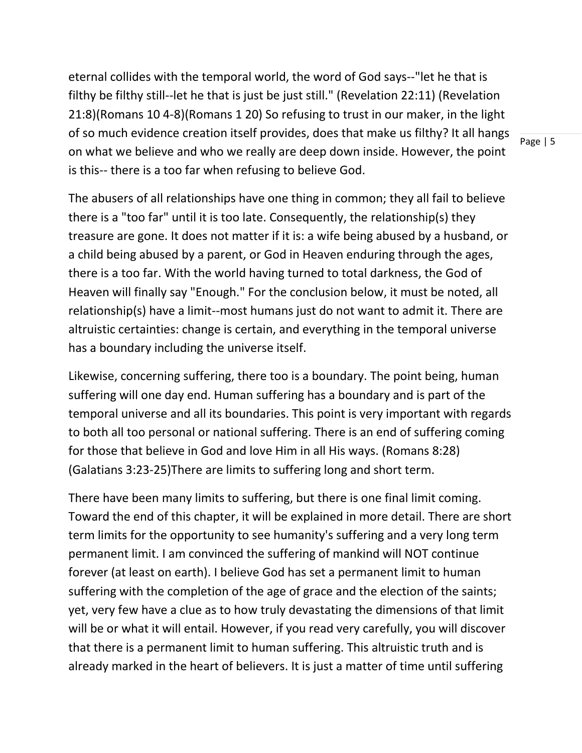eternal collides with the temporal world, the word of God says--"let he that is filthy be filthy still--let he that is just be just still." (Revelation 22:11) (Revelation 21:8)(Romans 10 4-8)(Romans 1 20) So refusing to trust in our maker, in the light of so much evidence creation itself provides, does that make us filthy? It all hangs on what we believe and who we really are deep down inside. However, the point is this-- there is a too far when refusing to believe God.

The abusers of all relationships have one thing in common; they all fail to believe there is a "too far" until it is too late. Consequently, the relationship(s) they treasure are gone. It does not matter if it is: a wife being abused by a husband, or a child being abused by a parent, or God in Heaven enduring through the ages, there is a too far. With the world having turned to total darkness, the God of Heaven will finally say "Enough." For the conclusion below, it must be noted, all relationship(s) have a limit--most humans just do not want to admit it. There are altruistic certainties: change is certain, and everything in the temporal universe has a boundary including the universe itself.

Likewise, concerning suffering, there too is a boundary. The point being, human suffering will one day end. Human suffering has a boundary and is part of the temporal universe and all its boundaries. This point is very important with regards to both all too personal or national suffering. There is an end of suffering coming for those that believe in God and love Him in all His ways. (Romans 8:28) (Galatians 3:23-25)There are limits to suffering long and short term.

There have been many limits to suffering, but there is one final limit coming. Toward the end of this chapter, it will be explained in more detail. There are short term limits for the opportunity to see humanity's suffering and a very long term permanent limit. I am convinced the suffering of mankind will NOT continue forever (at least on earth). I believe God has set a permanent limit to human suffering with the completion of the age of grace and the election of the saints; yet, very few have a clue as to how truly devastating the dimensions of that limit will be or what it will entail. However, if you read very carefully, you will discover that there is a permanent limit to human suffering. This altruistic truth and is already marked in the heart of believers. It is just a matter of time until suffering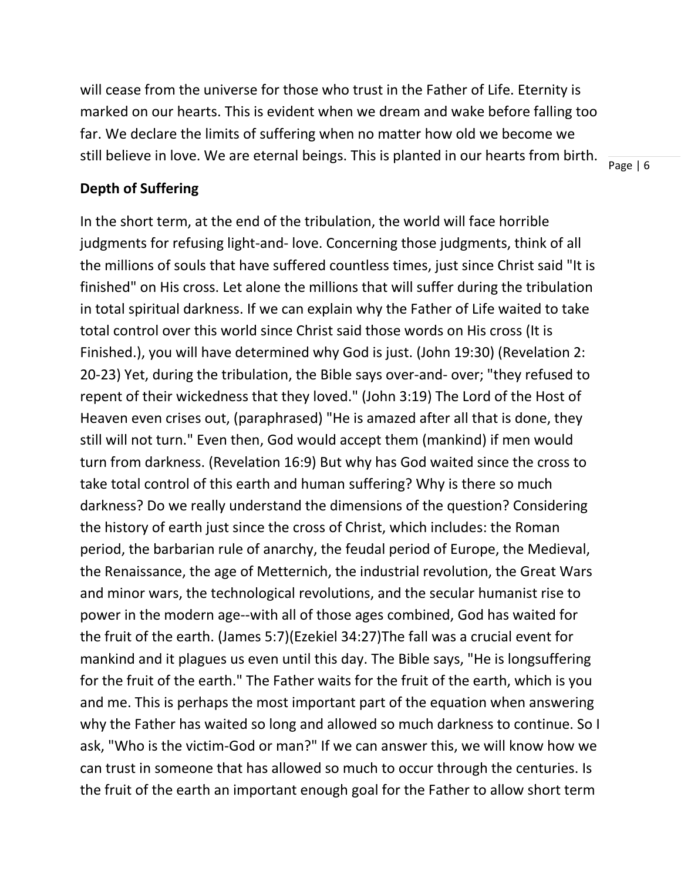will cease from the universe for those who trust in the Father of Life. Eternity is marked on our hearts. This is evident when we dream and wake before falling too far. We declare the limits of suffering when no matter how old we become we still believe in love. We are eternal beings. This is planted in our hearts from birth.

**Depth of Suffering**

In the short term, at the end of the tribulation, the world will face horrible judgments for refusing light-and- love. Concerning those judgments, think of all the millions of souls that have suffered countless times, just since Christ said "It is finished" on His cross. Let alone the millions that will suffer during the tribulation in total spiritual darkness. If we can explain why the Father of Life waited to take total control over this world since Christ said those words on His cross (It is Finished.), you will have determined why God is just. (John 19:30) (Revelation 2: 20-23) Yet, during the tribulation, the Bible says over-and- over; "they refused to repent of their wickedness that they loved." (John 3:19) The Lord of the Host of Heaven even crises out, (paraphrased) "He is amazed after all that is done, they still will not turn." Even then, God would accept them (mankind) if men would turn from darkness. (Revelation 16:9) But why has God waited since the cross to take total control of this earth and human suffering? Why is there so much darkness? Do we really understand the dimensions of the question? Considering the history of earth just since the cross of Christ, which includes: the Roman period, the barbarian rule of anarchy, the feudal period of Europe, the Medieval, the Renaissance, the age of Metternich, the industrial revolution, the Great Wars and minor wars, the technological revolutions, and the secular humanist rise to power in the modern age--with all of those ages combined, God has waited for the fruit of the earth. (James 5:7)(Ezekiel 34:27)The fall was a crucial event for mankind and it plagues us even until this day. The Bible says, "He is longsuffering for the fruit of the earth." The Father waits for the fruit of the earth, which is you and me. This is perhaps the most important part of the equation when answering why the Father has waited so long and allowed so much darkness to continue. So I ask, "Who is the victim-God or man?" If we can answer this, we will know how we can trust in someone that has allowed so much to occur through the centuries. Is the fruit of the earth an important enough goal for the Father to allow short term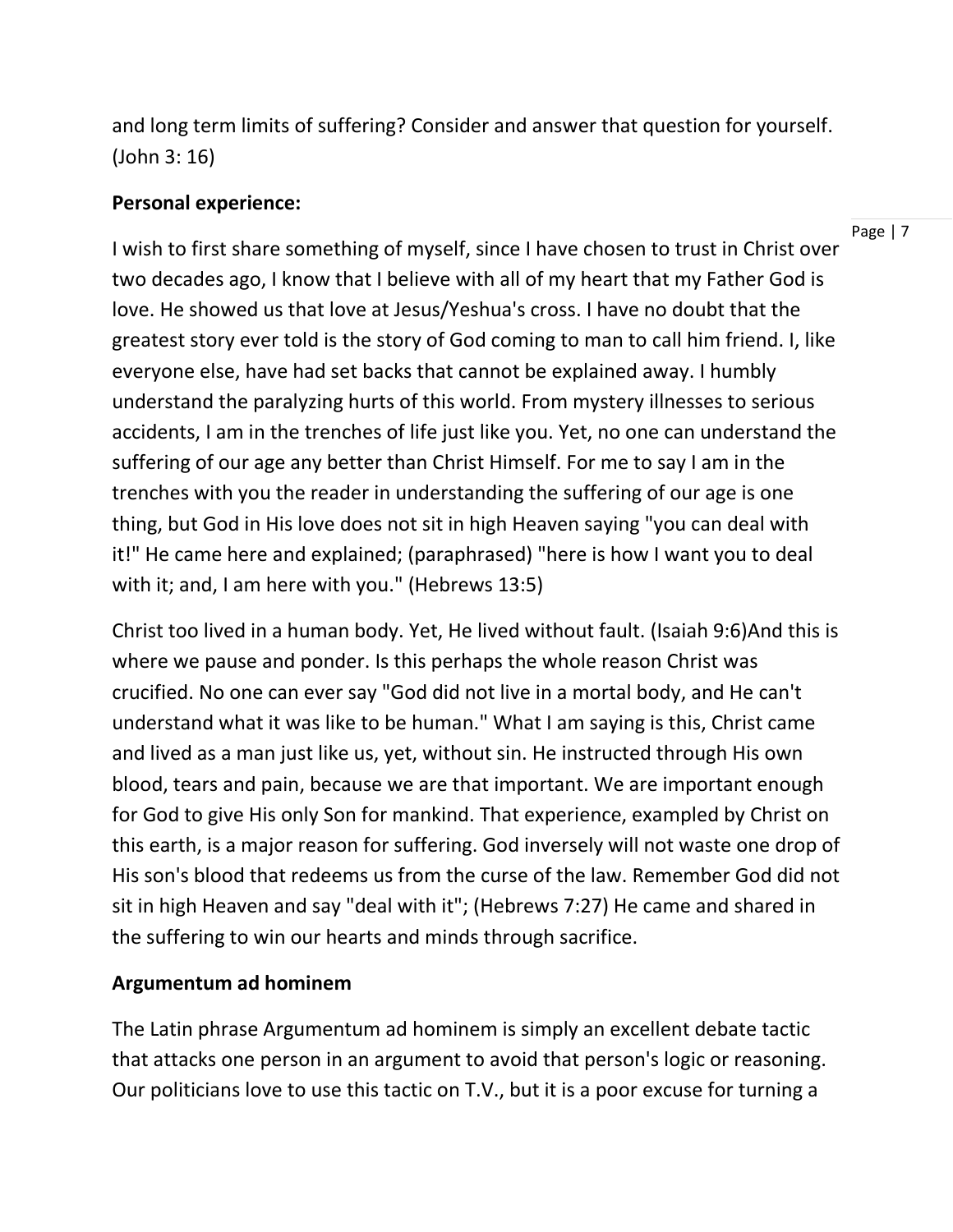and long term limits of suffering? Consider and answer that question for yourself. (John 3: 16)

**Personal experience:**

I wish to first share something of myself, since I have chosen to trust in Christ over two decades ago, I know that I believe with all of my heart that my Father God is love. He showed us that love at Jesus/Yeshua's cross. I have no doubt that the greatest story ever told is the story of God coming to man to call him friend. I, like everyone else, have had set backs that cannot be explained away. I humbly understand the paralyzing hurts of this world. From mystery illnesses to serious accidents, I am in the trenches of life just like you. Yet, no one can understand the suffering of our age any better than Christ Himself. For me to say I am in the trenches with you the reader in understanding the suffering of our age is one thing, but God in His love does not sit in high Heaven saying "you can deal with it!" He came here and explained; (paraphrased) "here is how I want you to deal with it; and, I am here with you." (Hebrews 13:5)

Christ too lived in a human body. Yet, He lived without fault. (Isaiah 9:6)And this is where we pause and ponder. Is this perhaps the whole reason Christ was crucified. No one can ever say "God did not live in a mortal body, and He can't understand what it was like to be human." What I am saying is this, Christ came and lived as a man just like us, yet, without sin. He instructed through His own blood, tears and pain, because we are that important. We are important enough for God to give His only Son for mankind. That experience, exampled by Christ on this earth, is a major reason for suffering. God inversely will not waste one drop of His son's blood that redeems us from the curse of the law. Remember God did not sit in high Heaven and say "deal with it"; (Hebrews 7:27) He came and shared in the suffering to win our hearts and minds through sacrifice.

**Argumentum ad hominem**

The Latin phrase Argumentum ad hominem is simply an excellent debate tactic that attacks one person in an argument to avoid that person's logic or reasoning. Our politicians love to use this tactic on T.V., but it is a poor excuse for turning a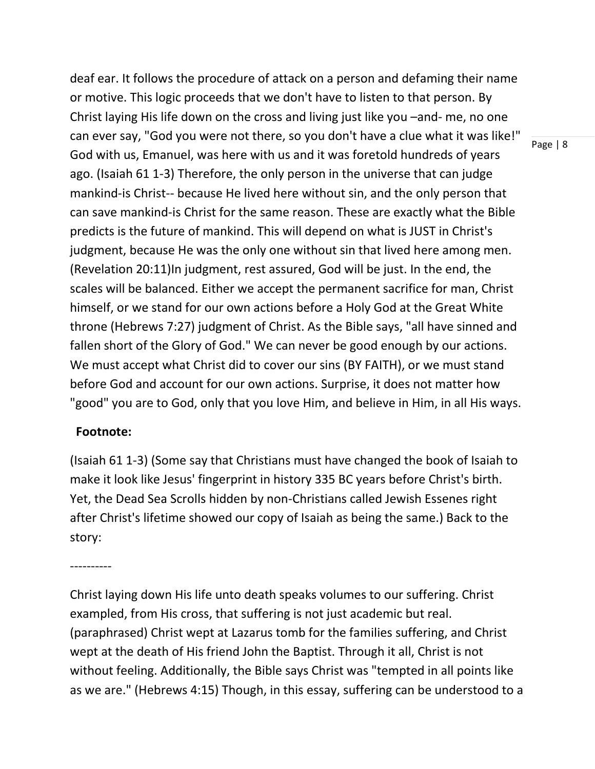deaf ear. It follows the procedure of attack on a person and defaming their name or motive. This logic proceeds that we don't have to listen to that person. By Christ laying His life down on the cross and living just like you –and- me, no one can ever say, "God you were not there, so you don't have a clue what it was like!" God with us, Emanuel, was here with us and it was foretold hundreds of years ago. (Isaiah 61 1-3) Therefore, the only person in the universe that can judge mankind-is Christ-- because He lived here without sin, and the only person that can save mankind-is Christ for the same reason. These are exactly what the Bible predicts is the future of mankind. This will depend on what is JUST in Christ's judgment, because He was the only one without sin that lived here among men. (Revelation 20:11)In judgment, rest assured, God will be just. In the end, the scales will be balanced. Either we accept the permanent sacrifice for man, Christ himself, or we stand for our own actions before a Holy God at the Great White throne (Hebrews 7:27) judgment of Christ. As the Bible says, "all have sinned and fallen short of the Glory of God." We can never be good enough by our actions. We must accept what Christ did to cover our sins (BY FAITH), or we must stand before God and account for our own actions. Surprise, it does not matter how "good" you are to God, only that you love Him, and believe in Him, in all His ways.

**Footnote:**

(Isaiah 61 1-3) (Some say that Christians must have changed the book of Isaiah to make it look like Jesus' fingerprint in history 335 BC years before Christ's birth. Yet, the Dead Sea Scrolls hidden by non-Christians called Jewish Essenes right after Christ's lifetime showed our copy of Isaiah as being the same.) Back to the story:

----------

Christ laying down His life unto death speaks volumes to our suffering. Christ exampled, from His cross, that suffering is not just academic but real. (paraphrased) Christ wept at Lazarus tomb for the families suffering, and Christ wept at the death of His friend John the Baptist. Through it all, Christ is not without feeling. Additionally, the Bible says Christ was "tempted in all points like as we are." (Hebrews 4:15) Though, in this essay, suffering can be understood to a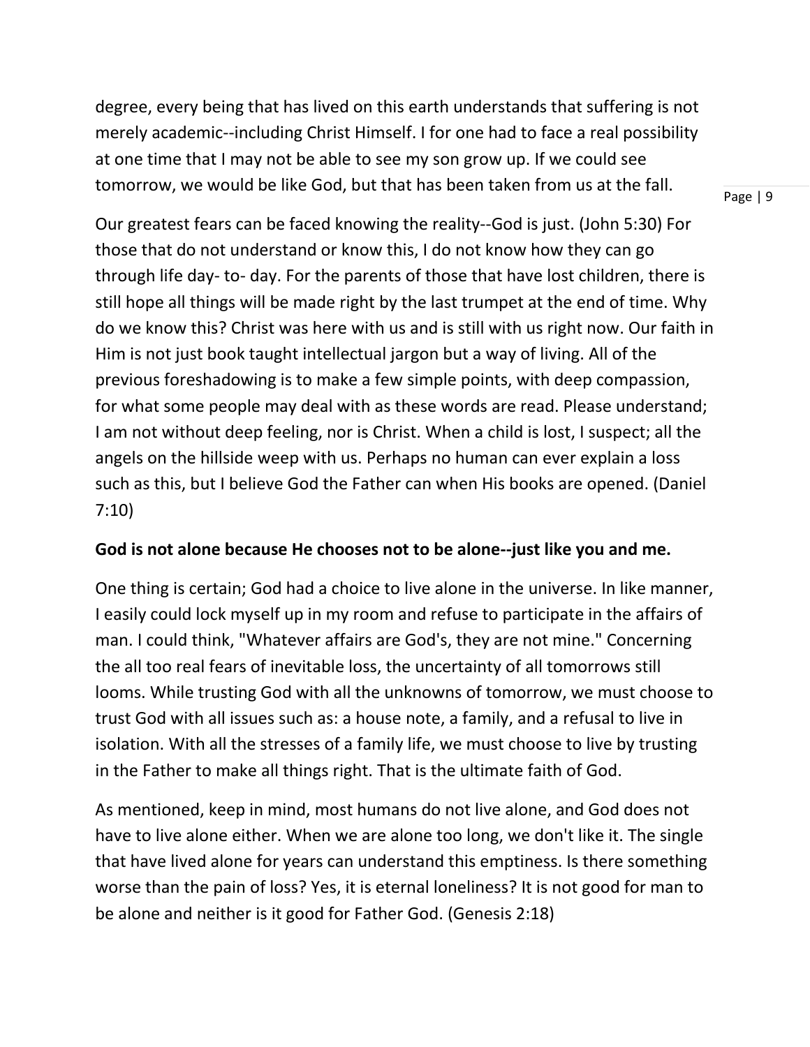degree, every being that has lived on this earth understands that suffering is not merely academic--including Christ Himself. I for one had to face a real possibility at one time that I may not be able to see my son grow up. If we could see tomorrow, we would be like God, but that has been taken from us at the fall.

Our greatest fears can be faced knowing the reality--God is just. (John 5:30) For those that do not understand or know this, I do not know how they can go through life day- to- day. For the parents of those that have lost children, there is still hope all things will be made right by the last trumpet at the end of time. Why do we know this? Christ was here with us and is still with us right now. Our faith in Him is not just book taught intellectual jargon but a way of living. All of the previous foreshadowing is to make a few simple points, with deep compassion, for what some people may deal with as these words are read. Please understand; I am not without deep feeling, nor is Christ. When a child is lost, I suspect; all the angels on the hillside weep with us. Perhaps no human can ever explain a loss such as this, but I believe God the Father can when His books are opened. (Daniel 7:10)

**God is not alone because He chooses not to be alone--just like you and me.**

One thing is certain; God had a choice to live alone in the universe. In like manner, I easily could lock myself up in my room and refuse to participate in the affairs of man. I could think, "Whatever affairs are God's, they are not mine." Concerning the all too real fears of inevitable loss, the uncertainty of all tomorrows still looms. While trusting God with all the unknowns of tomorrow, we must choose to trust God with all issues such as: a house note, a family, and a refusal to live in isolation. With all the stresses of a family life, we must choose to live by trusting in the Father to make all things right. That is the ultimate faith of God.

As mentioned, keep in mind, most humans do not live alone, and God does not have to live alone either. When we are alone too long, we don't like it. The single that have lived alone for years can understand this emptiness. Is there something worse than the pain of loss? Yes, it is eternal loneliness? It is not good for man to be alone and neither is it good for Father God. (Genesis 2:18)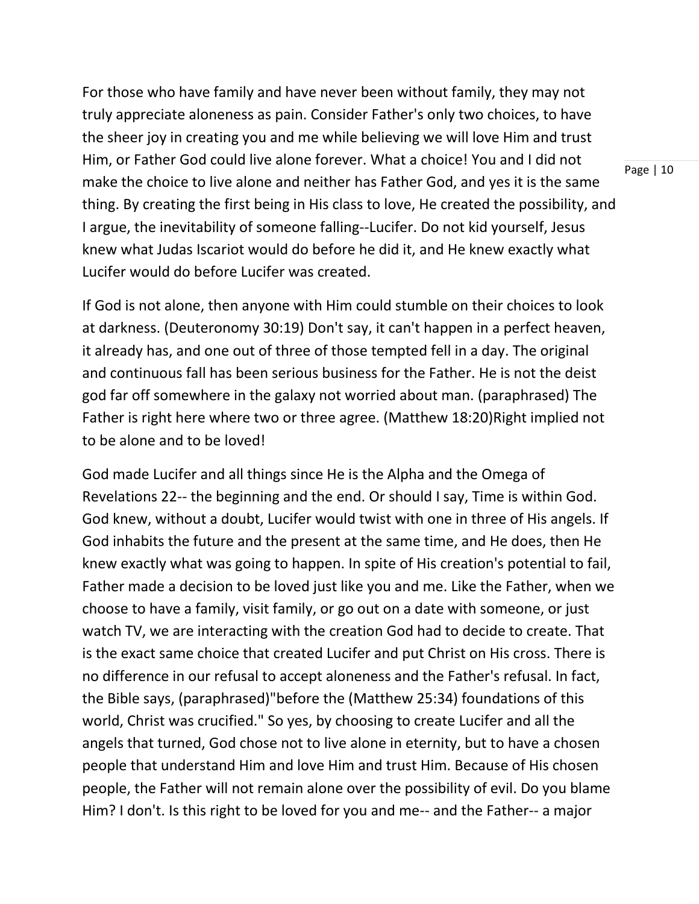For those who have family and have never been without family, they may not truly appreciate aloneness as pain. Consider Father's only two choices, to have the sheer joy in creating you and me while believing we will love Him and trust Him, or Father God could live alone forever. What a choice! You and I did not make the choice to live alone and neither has Father God, and yes it is the same thing. By creating the first being in His class to love, He created the possibility, and I argue, the inevitability of someone falling--Lucifer. Do not kid yourself, Jesus knew what Judas Iscariot would do before he did it, and He knew exactly what Lucifer would do before Lucifer was created.

If God is not alone, then anyone with Him could stumble on their choices to look at darkness. (Deuteronomy 30:19) Don't say, it can't happen in a perfect heaven, it already has, and one out of three of those tempted fell in a day. The original and continuous fall has been serious business for the Father. He is not the deist god far off somewhere in the galaxy not worried about man. (paraphrased) The Father is right here where two or three agree. (Matthew 18:20)Right implied not to be alone and to be loved!

God made Lucifer and all things since He is the Alpha and the Omega of Revelations 22-- the beginning and the end. Or should I say, Time is within God. God knew, without a doubt, Lucifer would twist with one in three of His angels. If God inhabits the future and the present at the same time, and He does, then He knew exactly what was going to happen. In spite of His creation's potential to fail, Father made a decision to be loved just like you and me. Like the Father, when we choose to have a family, visit family, or go out on a date with someone, or just watch TV, we are interacting with the creation God had to decide to create. That is the exact same choice that created Lucifer and put Christ on His cross. There is no difference in our refusal to accept aloneness and the Father's refusal. In fact, the Bible says, (paraphrased)"before the (Matthew 25:34) foundations of this world, Christ was crucified." So yes, by choosing to create Lucifer and all the angels that turned, God chose not to live alone in eternity, but to have a chosen people that understand Him and love Him and trust Him. Because of His chosen people, the Father will not remain alone over the possibility of evil. Do you blame Him? I don't. Is this right to be loved for you and me-- and the Father-- a major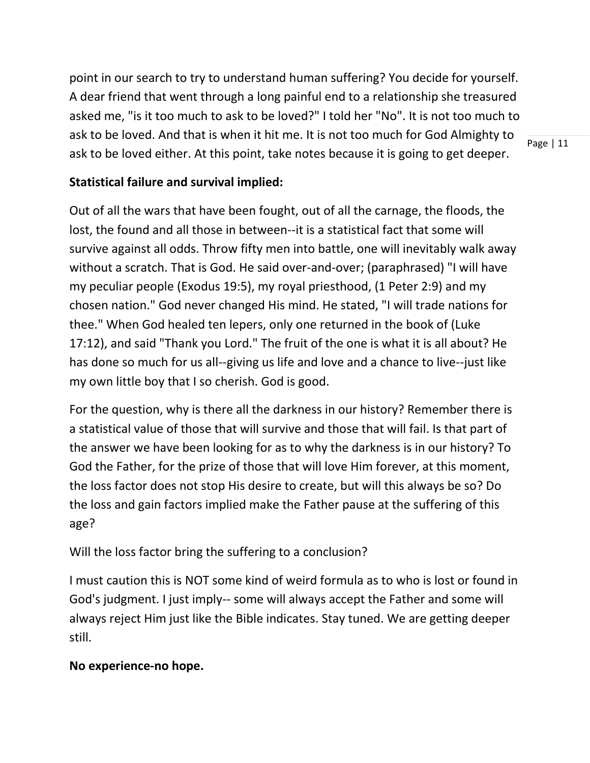point in our search to try to understand human suffering? You decide for yourself. A dear friend that went through a long painful end to a relationship she treasured asked me, "is it too much to ask to be loved?" I told her "No". It is not too much to ask to be loved. And that is when it hit me. It is not too much for God Almighty to ask to be loved either. At this point, take notes because it is going to get deeper.

**Statistical failure and survival implied:**

Out of all the wars that have been fought, out of all the carnage, the floods, the lost, the found and all those in between--it is a statistical fact that some will survive against all odds. Throw fifty men into battle, one will inevitably walk away without a scratch. That is God. He said over-and-over; (paraphrased) "I will have my peculiar people (Exodus 19:5), my royal priesthood, (1 Peter 2:9) and my chosen nation." God never changed His mind. He stated, "I will trade nations for thee." When God healed ten lepers, only one returned in the book of (Luke 17:12), and said "Thank you Lord." The fruit of the one is what it is all about? He has done so much for us all--giving us life and love and a chance to live--just like my own little boy that I so cherish. God is good.

For the question, why is there all the darkness in our history? Remember there is a statistical value of those that will survive and those that will fail. Is that part of the answer we have been looking for as to why the darkness is in our history? To God the Father, for the prize of those that will love Him forever, at this moment, the loss factor does not stop His desire to create, but will this always be so? Do the loss and gain factors implied make the Father pause at the suffering of this age?

Will the loss factor bring the suffering to a conclusion?

I must caution this is NOT some kind of weird formula as to who is lost or found in God's judgment. I just imply-- some will always accept the Father and some will always reject Him just like the Bible indicates. Stay tuned. We are getting deeper still.

**No experience-no hope.**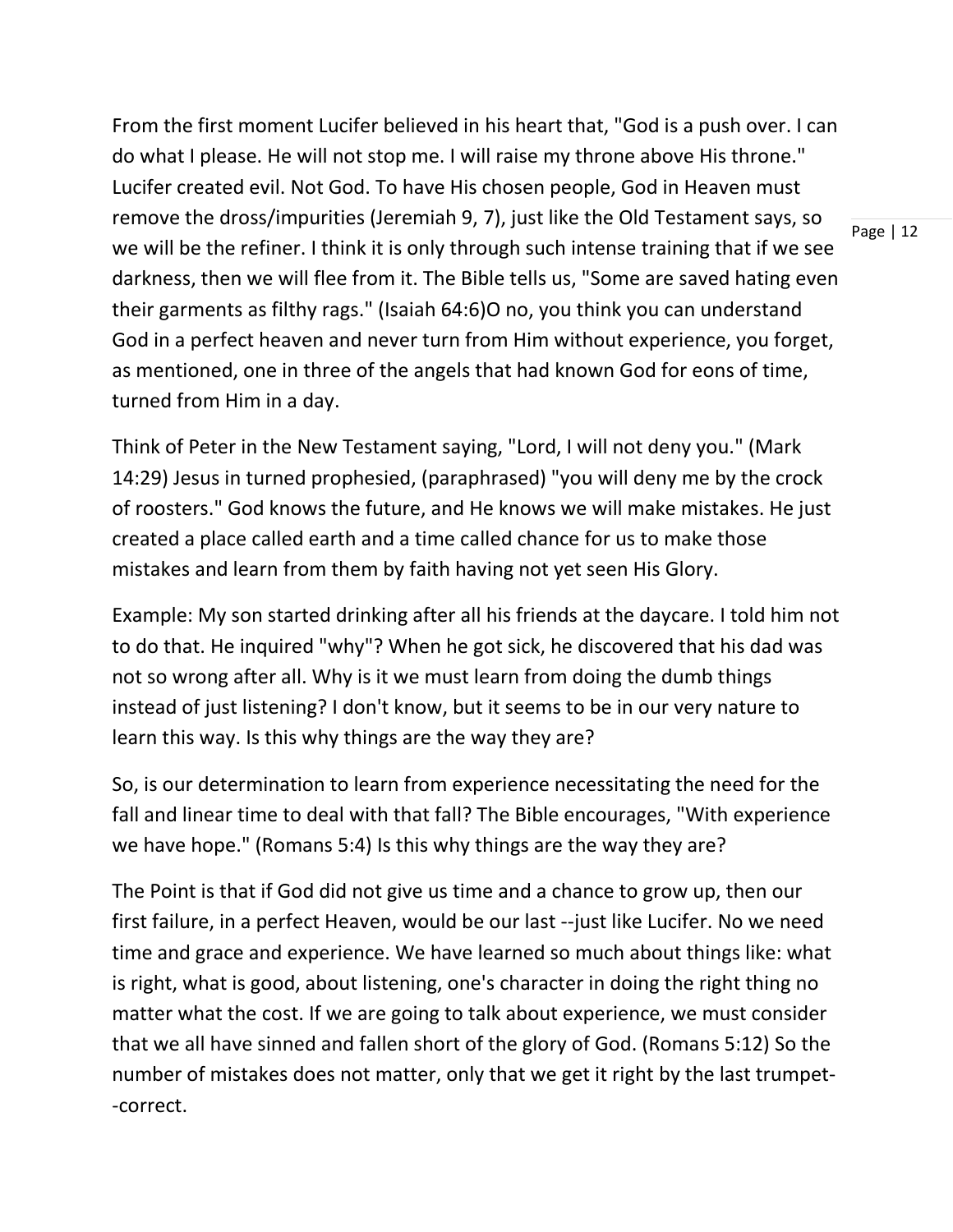From the first moment Lucifer believed in his heart that, "God is a push over. I can do what I please. He will not stop me. I will raise my throne above His throne." Lucifer created evil. Not God. To have His chosen people, God in Heaven must remove the dross/impurities (Jeremiah 9, 7), just like the Old Testament says, so we will be the refiner. I think it is only through such intense training that if we see darkness, then we will flee from it. The Bible tells us, "Some are saved hating even their garments as filthy rags." (Isaiah 64:6)O no, you think you can understand God in a perfect heaven and never turn from Him without experience, you forget, as mentioned, one in three of the angels that had known God for eons of time, turned from Him in a day.

Think of Peter in the New Testament saying, "Lord, I will not deny you." (Mark 14:29) Jesus in turned prophesied, (paraphrased) "you will deny me by the crock of roosters." God knows the future, and He knows we will make mistakes. He just created a place called earth and a time called chance for us to make those mistakes and learn from them by faith having not yet seen His Glory.

Example: My son started drinking after all his friends at the daycare. I told him not to do that. He inquired "why"? When he got sick, he discovered that his dad was not so wrong after all. Why is it we must learn from doing the dumb things instead of just listening? I don't know, but it seems to be in our very nature to learn this way. Is this why things are the way they are?

So, is our determination to learn from experience necessitating the need for the fall and linear time to deal with that fall? The Bible encourages, "With experience we have hope." (Romans 5:4) Is this why things are the way they are?

The Point is that if God did not give us time and a chance to grow up, then our first failure, in a perfect Heaven, would be our last --just like Lucifer. No we need time and grace and experience. We have learned so much about things like: what is right, what is good, about listening, one's character in doing the right thing no matter what the cost. If we are going to talk about experience, we must consider that we all have sinned and fallen short of the glory of God. (Romans 5:12) So the number of mistakes does not matter, only that we get it right by the last trumpet--correct.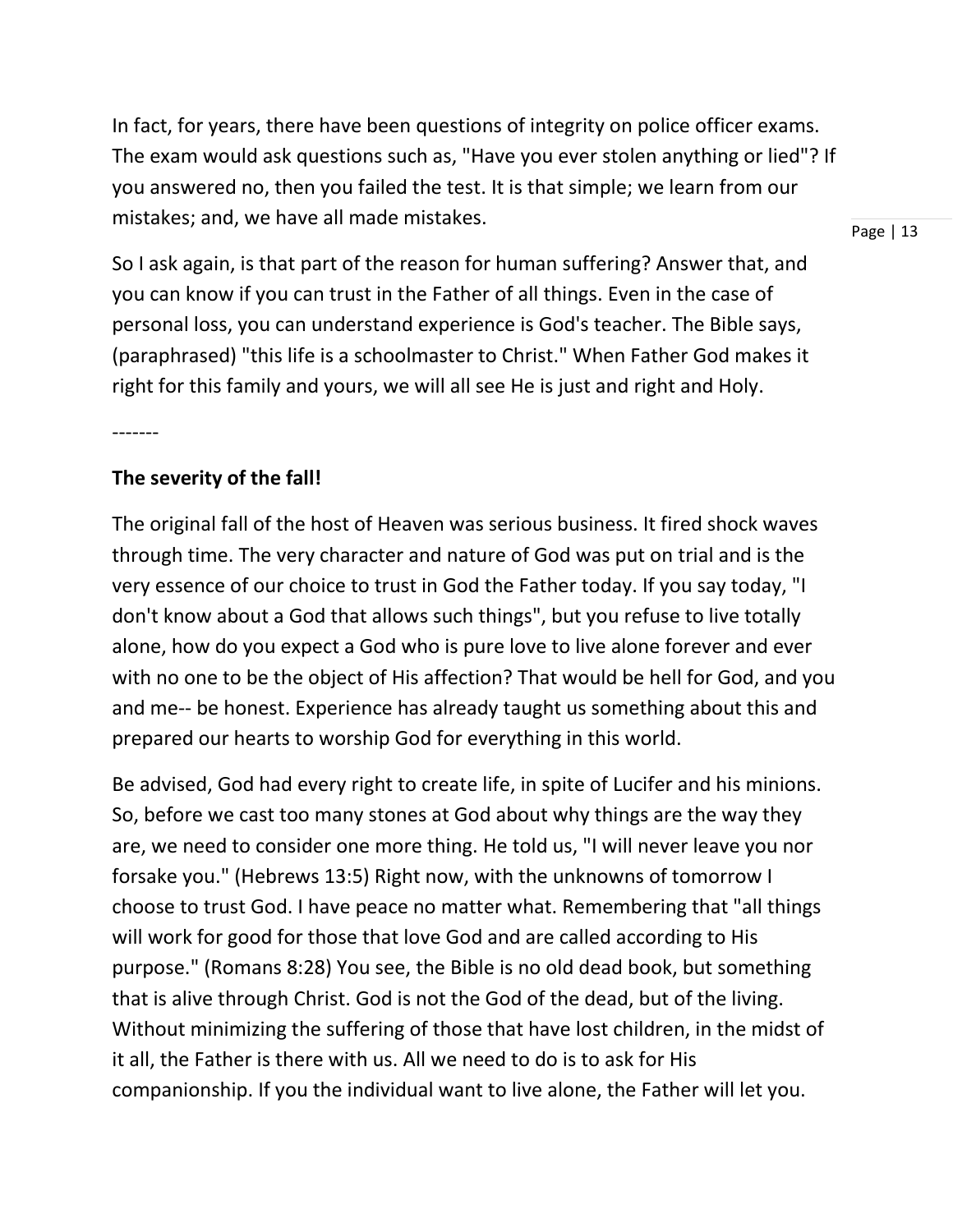In fact, for years, there have been questions of integrity on police officer exams. The exam would ask questions such as, "Have you ever stolen anything or lied"? If you answered no, then you failed the test. It is that simple; we learn from our mistakes; and, we have all made mistakes.

So I ask again, is that part of the reason for human suffering? Answer that, and you can know if you can trust in the Father of all things. Even in the case of personal loss, you can understand experience is God's teacher. The Bible says, (paraphrased) "this life is a schoolmaster to Christ." When Father God makes it right for this family and yours, we will all see He is just and right and Holy.

-------

**The severity of the fall!**

The original fall of the host of Heaven was serious business. It fired shock waves through time. The very character and nature of God was put on trial and is the very essence of our choice to trust in God the Father today. If you say today, "I don't know about a God that allows such things", but you refuse to live totally alone, how do you expect a God who is pure love to live alone forever and ever with no one to be the object of His affection? That would be hell for God, and you and me-- be honest. Experience has already taught us something about this and prepared our hearts to worship God for everything in this world.

Be advised, God had every right to create life, in spite of Lucifer and his minions. So, before we cast too many stones at God about why things are the way they are, we need to consider one more thing. He told us, "I will never leave you nor forsake you." (Hebrews 13:5) Right now, with the unknowns of tomorrow I choose to trust God. I have peace no matter what. Remembering that "all things will work for good for those that love God and are called according to His purpose." (Romans 8:28) You see, the Bible is no old dead book, but something that is alive through Christ. God is not the God of the dead, but of the living. Without minimizing the suffering of those that have lost children, in the midst of it all, the Father is there with us. All we need to do is to ask for His companionship. If you the individual want to live alone, the Father will let you.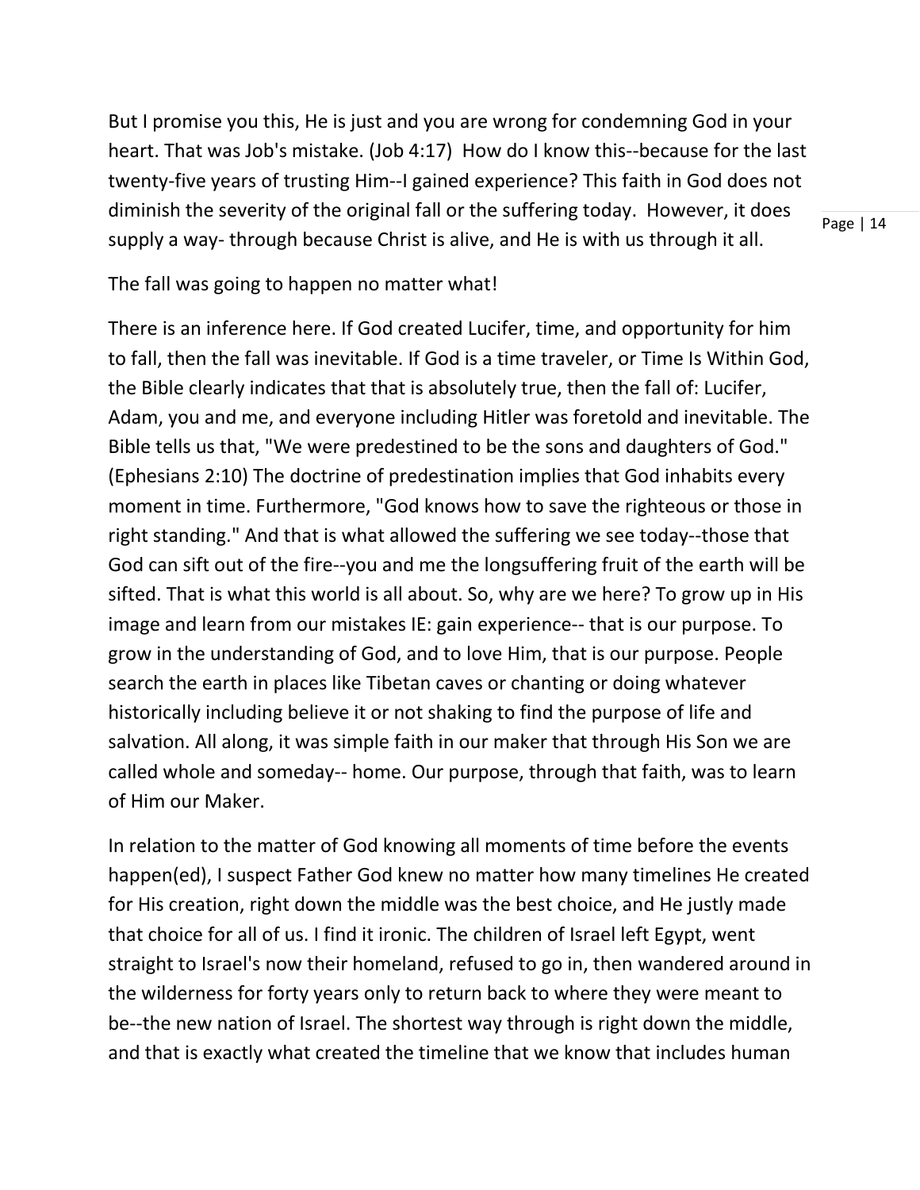But I promise you this, He is just and you are wrong for condemning God in your heart. That was Job's mistake. (Job 4:17) How do I know this--because for the last twenty-five years of trusting Him--I gained experience? This faith in God does not diminish the severity of the original fall or the suffering today. However, it does supply a way- through because Christ is alive, and He is with us through it all.

The fall was going to happen no matter what!

There is an inference here. If God created Lucifer, time, and opportunity for him to fall, then the fall was inevitable. If God is a time traveler, or Time Is Within God, the Bible clearly indicates that that is absolutely true, then the fall of: Lucifer, Adam, you and me, and everyone including Hitler was foretold and inevitable. The Bible tells us that, "We were predestined to be the sons and daughters of God." (Ephesians 2:10) The doctrine of predestination implies that God inhabits every moment in time. Furthermore, "God knows how to save the righteous or those in right standing." And that is what allowed the suffering we see today--those that God can sift out of the fire--you and me the longsuffering fruit of the earth will be sifted. That is what this world is all about. So, why are we here? To grow up in His image and learn from our mistakes IE: gain experience-- that is our purpose. To grow in the understanding of God, and to love Him, that is our purpose. People search the earth in places like Tibetan caves or chanting or doing whatever historically including believe it or not shaking to find the purpose of life and salvation. All along, it was simple faith in our maker that through His Son we are called whole and someday-- home. Our purpose, through that faith, was to learn of Him our Maker.

In relation to the matter of God knowing all moments of time before the events happen(ed), I suspect Father God knew no matter how many timelines He created for His creation, right down the middle was the best choice, and He justly made that choice for all of us. I find it ironic. The children of Israel left Egypt, went straight to Israel's now their homeland, refused to go in, then wandered around in the wilderness for forty years only to return back to where they were meant to be--the new nation of Israel. The shortest way through is right down the middle, and that is exactly what created the timeline that we know that includes human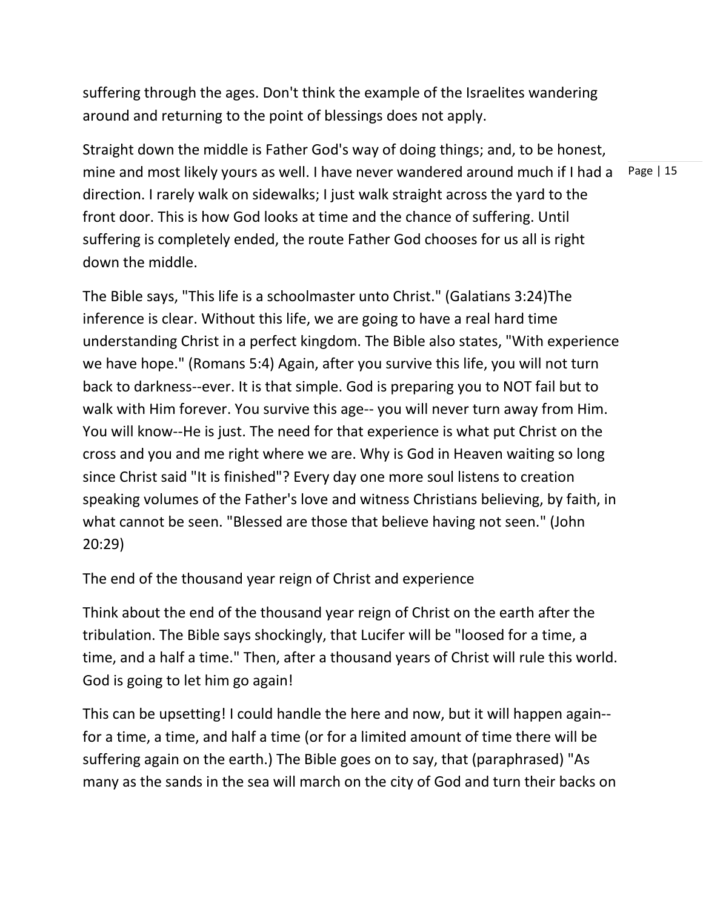suffering through the ages. Don't think the example of the Israelites wandering around and returning to the point of blessings does not apply.

Straight down the middle is Father God's way of doing things; and, to be honest, mine and most likely yours as well. I have never wandered around much if I had a direction. I rarely walk on sidewalks; I just walk straight across the yard to the front door. This is how God looks at time and the chance of suffering. Until suffering is completely ended, the route Father God chooses for us all is right down the middle.

The Bible says, "This life is a schoolmaster unto Christ." (Galatians 3:24)The inference is clear. Without this life, we are going to have a real hard time understanding Christ in a perfect kingdom. The Bible also states, "With experience we have hope." (Romans 5:4) Again, after you survive this life, you will not turn back to darkness--ever. It is that simple. God is preparing you to NOT fail but to walk with Him forever. You survive this age-- you will never turn away from Him. You will know--He is just. The need for that experience is what put Christ on the cross and you and me right where we are. Why is God in Heaven waiting so long since Christ said "It is finished"? Every day one more soul listens to creation speaking volumes of the Father's love and witness Christians believing, by faith, in what cannot be seen. "Blessed are those that believe having not seen." (John 20:29)

## The end of the thousand year reign of Christ and experience

Think about the end of the thousand year reign of Christ on the earth after the tribulation. The Bible says shockingly, that Lucifer will be "loosed for a time, a time, and a half a time." Then, after a thousand years of Christ will rule this world. God is going to let him go again!

This can be upsetting! I could handle the here and now, but it will happen again--for a time, a time, and half a time (or for a limited amount of time there will be suffering again on the earth.) The Bible goes on to say, that (paraphrased) "As many as the sands in the sea will march on the city of God and turn their backs on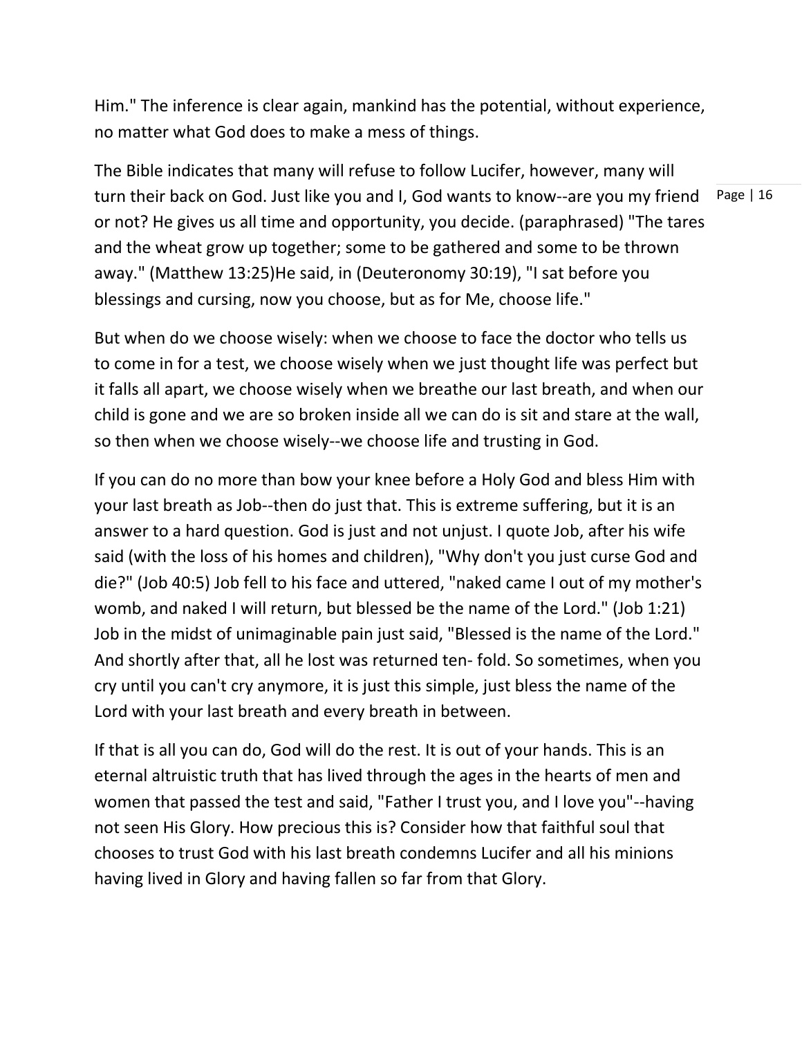Him." The inference is clear again, mankind has the potential, without experience, no matter what God does to make a mess of things.

The Bible indicates that many will refuse to follow Lucifer, however, many will turn their back on God. Just like you and I, God wants to know--are you my friend or not? He gives us all time and opportunity, you decide. (paraphrased) "The tares and the wheat grow up together; some to be gathered and some to be thrown away." (Matthew 13:25)He said, in (Deuteronomy 30:19), "I sat before you blessings and cursing, now you choose, but as for Me, choose life."

But when do we choose wisely: when we choose to face the doctor who tells us to come in for a test, we choose wisely when we just thought life was perfect but it falls all apart, we choose wisely when we breathe our last breath, and when our child is gone and we are so broken inside all we can do is sit and stare at the wall, so then when we choose wisely--we choose life and trusting in God.

If you can do no more than bow your knee before a Holy God and bless Him with your last breath as Job--then do just that. This is extreme suffering, but it is an answer to a hard question. God is just and not unjust. I quote Job, after his wife said (with the loss of his homes and children), "Why don't you just curse God and die?" (Job 40:5) Job fell to his face and uttered, "naked came I out of my mother's womb, and naked I will return, but blessed be the name of the Lord." (Job 1:21) Job in the midst of unimaginable pain just said, "Blessed is the name of the Lord." And shortly after that, all he lost was returned ten- fold. So sometimes, when you cry until you can't cry anymore, it is just this simple, just bless the name of the Lord with your last breath and every breath in between.

If that is all you can do, God will do the rest. It is out of your hands. This is an eternal altruistic truth that has lived through the ages in the hearts of men and women that passed the test and said, "Father I trust you, and I love you"--having not seen His Glory. How precious this is? Consider how that faithful soul that chooses to trust God with his last breath condemns Lucifer and all his minions having lived in Glory and having fallen so far from that Glory.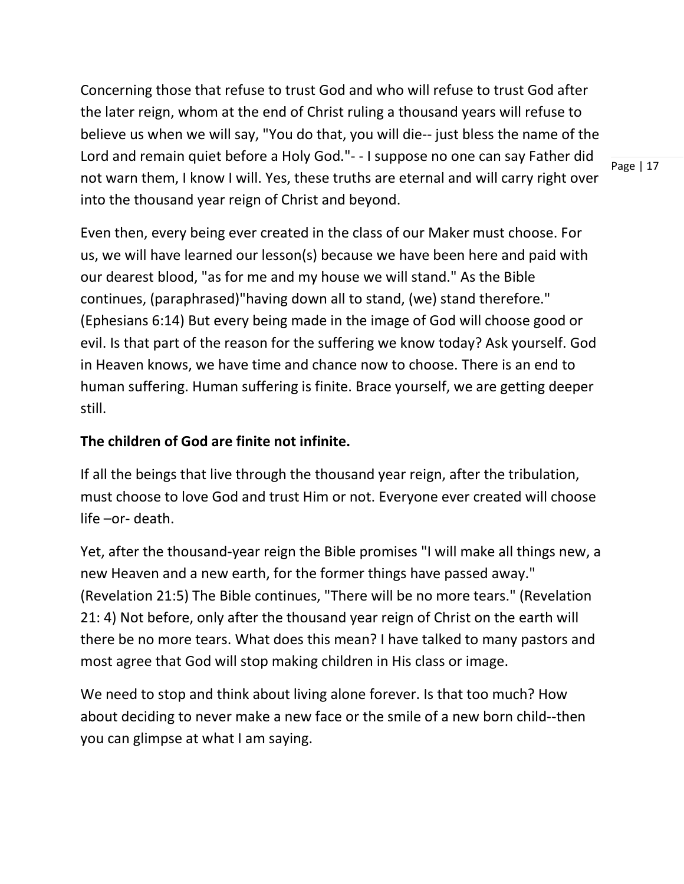Concerning those that refuse to trust God and who will refuse to trust God after the later reign, whom at the end of Christ ruling a thousand years will refuse to believe us when we will say, "You do that, you will die-- just bless the name of the Lord and remain quiet before a Holy God."- - I suppose no one can say Father did not warn them, I know I will. Yes, these truths are eternal and will carry right over into the thousand year reign of Christ and beyond.

Even then, every being ever created in the class of our Maker must choose. For us, we will have learned our lesson(s) because we have been here and paid with our dearest blood, "as for me and my house we will stand." As the Bible continues, (paraphrased)"having down all to stand, (we) stand therefore." (Ephesians 6:14) But every being made in the image of God will choose good or evil. Is that part of the reason for the suffering we know today? Ask yourself. God in Heaven knows, we have time and chance now to choose. There is an end to human suffering. Human suffering is finite. Brace yourself, we are getting deeper still.

**The children of God are finite not infinite.**

If all the beings that live through the thousand year reign, after the tribulation, must choose to love God and trust Him or not. Everyone ever created will choose life –or- death.

Yet, after the thousand-year reign the Bible promises "I will make all things new, a new Heaven and a new earth, for the former things have passed away." (Revelation 21:5) The Bible continues, "There will be no more tears." (Revelation 21: 4) Not before, only after the thousand year reign of Christ on the earth will there be no more tears. What does this mean? I have talked to many pastors and most agree that God will stop making children in His class or image.

We need to stop and think about living alone forever. Is that too much? How about deciding to never make a new face or the smile of a new born child--then you can glimpse at what I am saying.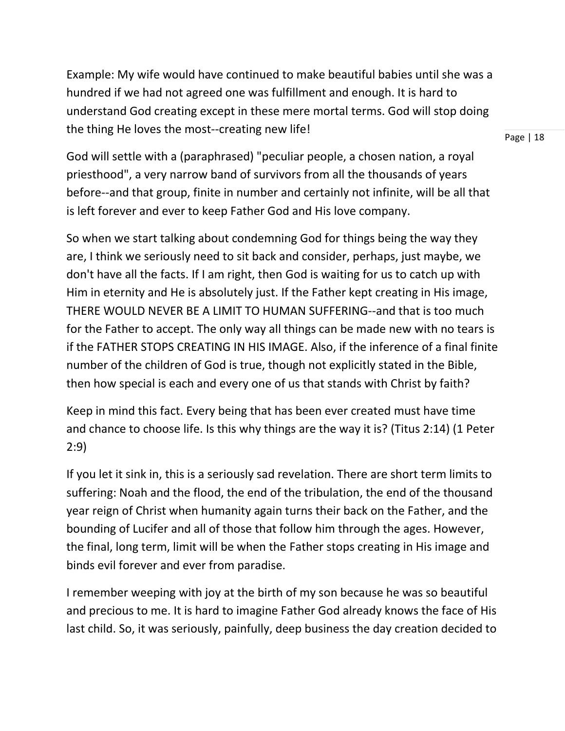Example: My wife would have continued to make beautiful babies until she was a hundred if we had not agreed one was fulfillment and enough. It is hard to understand God creating except in these mere mortal terms. God will stop doing the thing He loves the most--creating new life!

God will settle with a (paraphrased) "peculiar people, a chosen nation, a royal priesthood", a very narrow band of survivors from all the thousands of years before--and that group, finite in number and certainly not infinite, will be all that is left forever and ever to keep Father God and His love company.

So when we start talking about condemning God for things being the way they are, I think we seriously need to sit back and consider, perhaps, just maybe, we don't have all the facts. If I am right, then God is waiting for us to catch up with Him in eternity and He is absolutely just. If the Father kept creating in His image, THERE WOULD NEVER BE A LIMIT TO HUMAN SUFFERING--and that is too much for the Father to accept. The only way all things can be made new with no tears is if the FATHER STOPS CREATING IN HIS IMAGE. Also, if the inference of a final finite number of the children of God is true, though not explicitly stated in the Bible, then how special is each and every one of us that stands with Christ by faith?

Keep in mind this fact. Every being that has been ever created must have time and chance to choose life. Is this why things are the way it is? (Titus 2:14) (1 Peter 2:9)

If you let it sink in, this is a seriously sad revelation. There are short term limits to suffering: Noah and the flood, the end of the tribulation, the end of the thousand year reign of Christ when humanity again turns their back on the Father, and the bounding of Lucifer and all of those that follow him through the ages. However, the final, long term, limit will be when the Father stops creating in His image and binds evil forever and ever from paradise.

I remember weeping with joy at the birth of my son because he was so beautiful and precious to me. It is hard to imagine Father God already knows the face of His last child. So, it was seriously, painfully, deep business the day creation decided to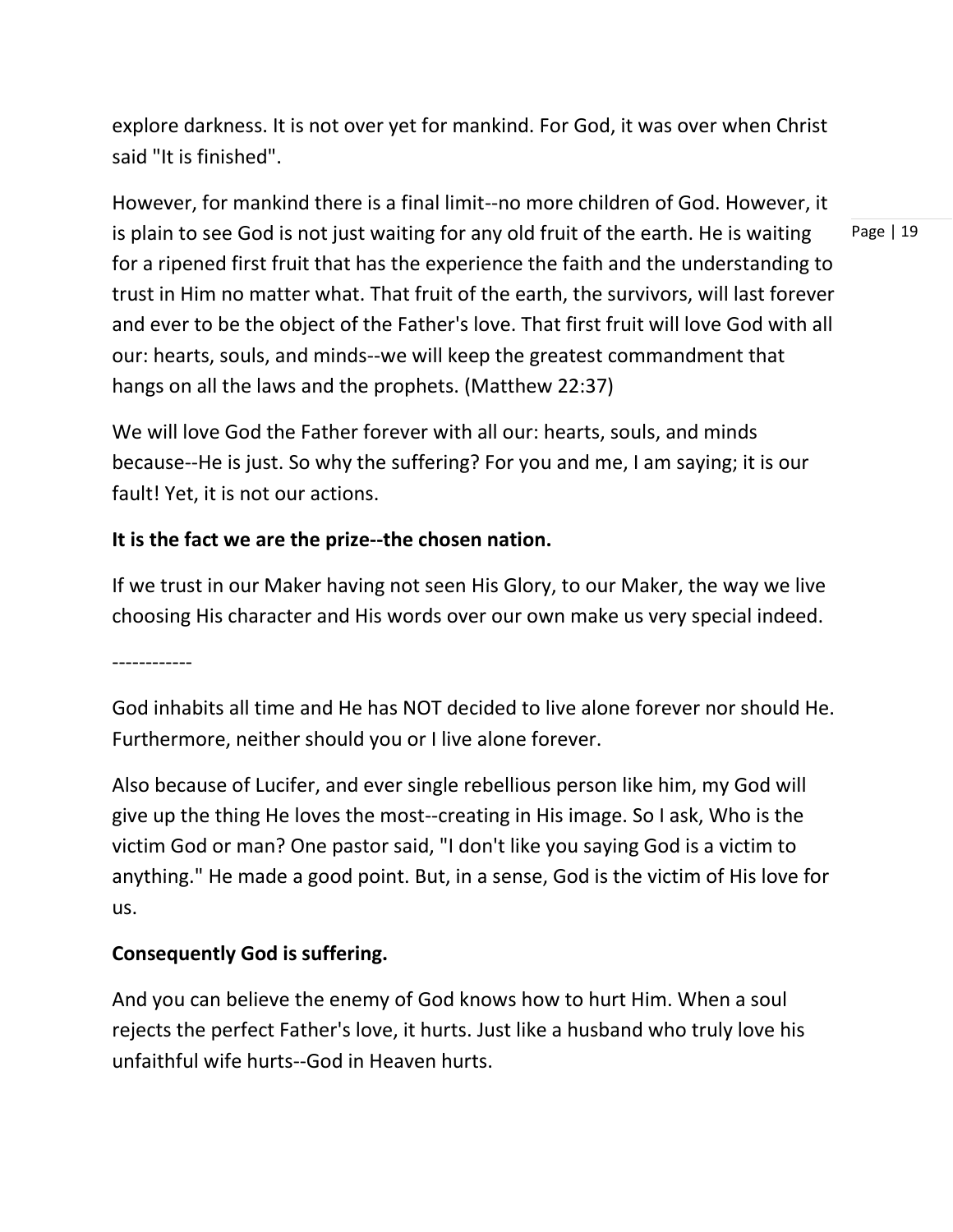explore darkness. It is not over yet for mankind. For God, it was over when Christ said "It is finished".

However, for mankind there is a final limit--no more children of God. However, it is plain to see God is not just waiting for any old fruit of the earth. He is waiting for a ripened first fruit that has the experience the faith and the understanding to trust in Him no matter what. That fruit of the earth, the survivors, will last forever and ever to be the object of the Father's love. That first fruit will love God with all our: hearts, souls, and minds--we will keep the greatest commandment that hangs on all the laws and the prophets. (Matthew 22:37)

We will love God the Father forever with all our: hearts, souls, and minds because--He is just. So why the suffering? For you and me, I am saying; it is our fault! Yet, it is not our actions.

**It is the fact we are the prize--the chosen nation.**

If we trust in our Maker having not seen His Glory, to our Maker, the way we live choosing His character and His words over our own make us very special indeed.

------------

God inhabits all time and He has NOT decided to live alone forever nor should He. Furthermore, neither should you or I live alone forever.

Also because of Lucifer, and ever single rebellious person like him, my God will give up the thing He loves the most--creating in His image. So I ask, Who is the victim God or man? One pastor said, "I don't like you saying God is a victim to anything." He made a good point. But, in a sense, God is the victim of His love for us.

**Consequently God is suffering.**

And you can believe the enemy of God knows how to hurt Him. When a soul rejects the perfect Father's love, it hurts. Just like a husband who truly love his unfaithful wife hurts--God in Heaven hurts.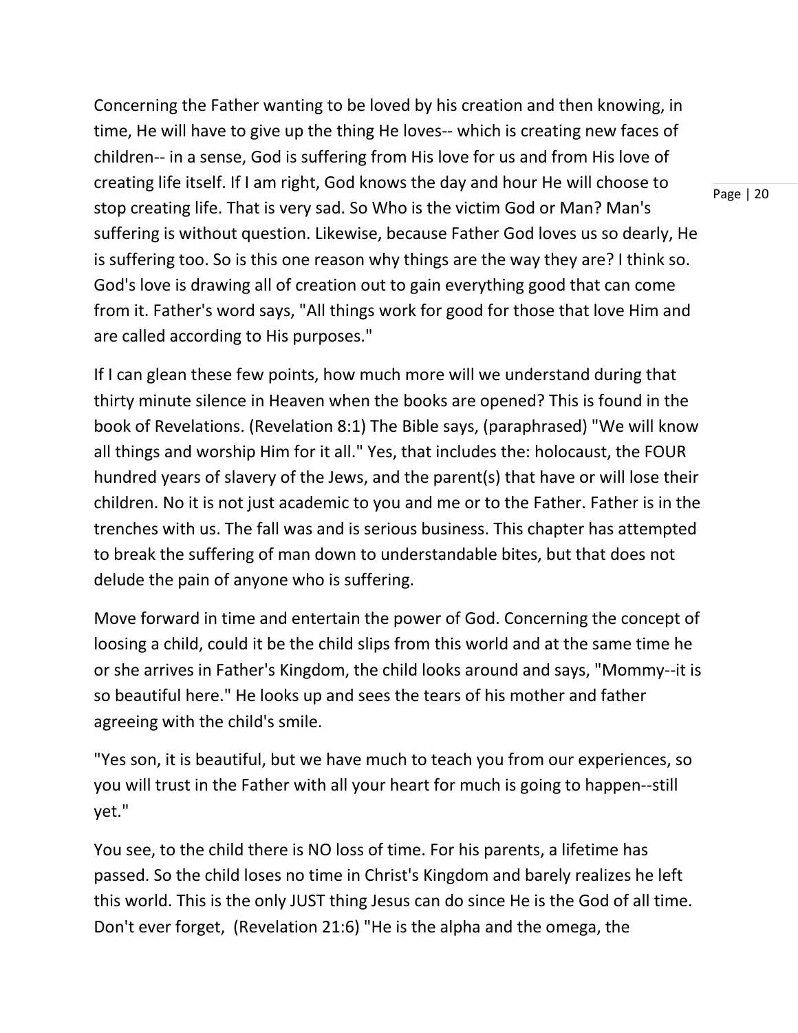Concerning the Father wanting to be loved by his creation and then knowing, in time, He will have to give up the thing He loves-- which is creating new faces of children-- in a sense, God is suffering from His love for us and from His love of creating life itself. If I am right, God knows the day and hour He will choose to stop creating life. That is very sad. So Who is the victim God or Man? Man's suffering is without question. Likewise, because Father God loves us so dearly, He is suffering too. So is this one reason why things are the way they are? I think so. God's love is drawing all of creation out to gain everything good that can come from it. Father's word says, "All things work for good for those that love Him and are called according to His purposes."

If I can glean these few points, how much more will we understand during that thirty minute silence in Heaven when the books are opened? This is found in the book of Revelations. (Revelation 8:1) The Bible says, (paraphrased) "We will know all things and worship Him for it all." Yes, that includes the: holocaust, the FOUR hundred years of slavery of the Jews, and the parent(s) that have or will lose their children. No it is not just academic to you and me or to the Father. Father is in the trenches with us. The fall was and is serious business. This chapter has attempted to break the suffering of man down to understandable bites, but that does not delude the pain of anyone who is suffering.

Move forward in time and entertain the power of God. Concerning the concept of loosing a child, could it be the child slips from this world and at the same time he or she arrives in Father's Kingdom, the child looks around and says, "Mommy--it is so beautiful here." He looks up and sees the tears of his mother and father agreeing with the child's smile.

"Yes son, it is beautiful, but we have much to teach you from our experiences, so you will trust in the Father with all your heart for much is going to happen--still yet."

You see, to the child there is NO loss of time. For his parents, a lifetime has passed. So the child loses no time in Christ's Kingdom and barely realizes he left this world. This is the only JUST thing Jesus can do since He is the God of all time. Don't ever forget, (Revelation 21:6) "He is the alpha and the omega, the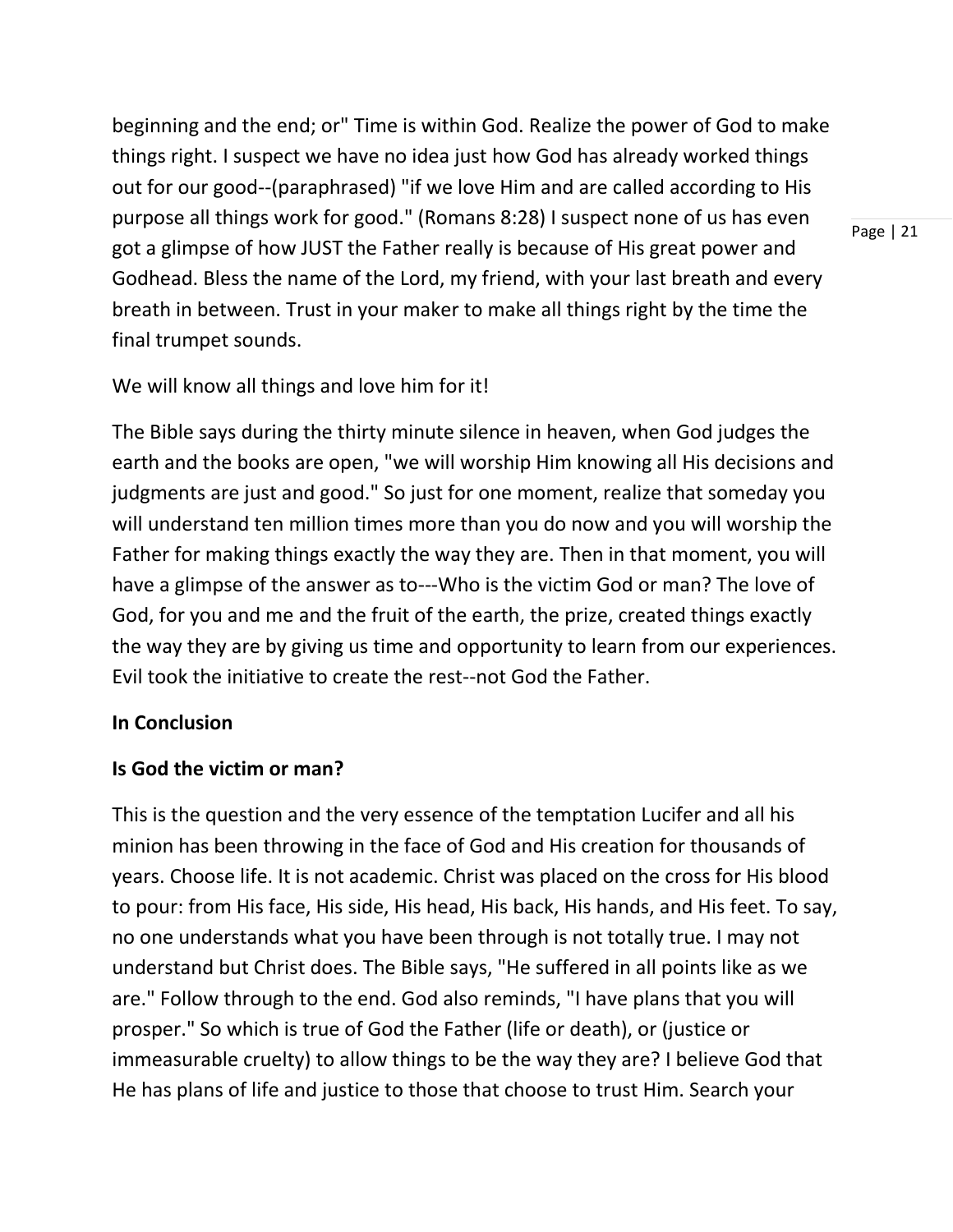beginning and the end; or" Time is within God. Realize the power of God to make things right. I suspect we have no idea just how God has already worked things out for our good--(paraphrased) "if we love Him and are called according to His purpose all things work for good." (Romans 8:28) I suspect none of us has even got a glimpse of how JUST the Father really is because of His great power and Godhead. Bless the name of the Lord, my friend, with your last breath and every breath in between. Trust in your maker to make all things right by the time the final trumpet sounds.

We will know all things and love him for it!

The Bible says during the thirty minute silence in heaven, when God judges the earth and the books are open, "we will worship Him knowing all His decisions and judgments are just and good." So just for one moment, realize that someday you will understand ten million times more than you do now and you will worship the Father for making things exactly the way they are. Then in that moment, you will have a glimpse of the answer as to---Who is the victim God or man? The love of God, for you and me and the fruit of the earth, the prize, created things exactly the way they are by giving us time and opportunity to learn from our experiences. Evil took the initiative to create the rest--not God the Father.

**In Conclusion**

**Is God the victim or man?**

This is the question and the very essence of the temptation Lucifer and all his minion has been throwing in the face of God and His creation for thousands of years. Choose life. It is not academic. Christ was placed on the cross for His blood to pour: from His face, His side, His head, His back, His hands, and His feet. To say, no one understands what you have been through is not totally true. I may not understand but Christ does. The Bible says, "He suffered in all points like as we are." Follow through to the end. God also reminds, "I have plans that you will prosper." So which is true of God the Father (life or death), or (justice or immeasurable cruelty) to allow things to be the way they are? I believe God that He has plans of life and justice to those that choose to trust Him. Search your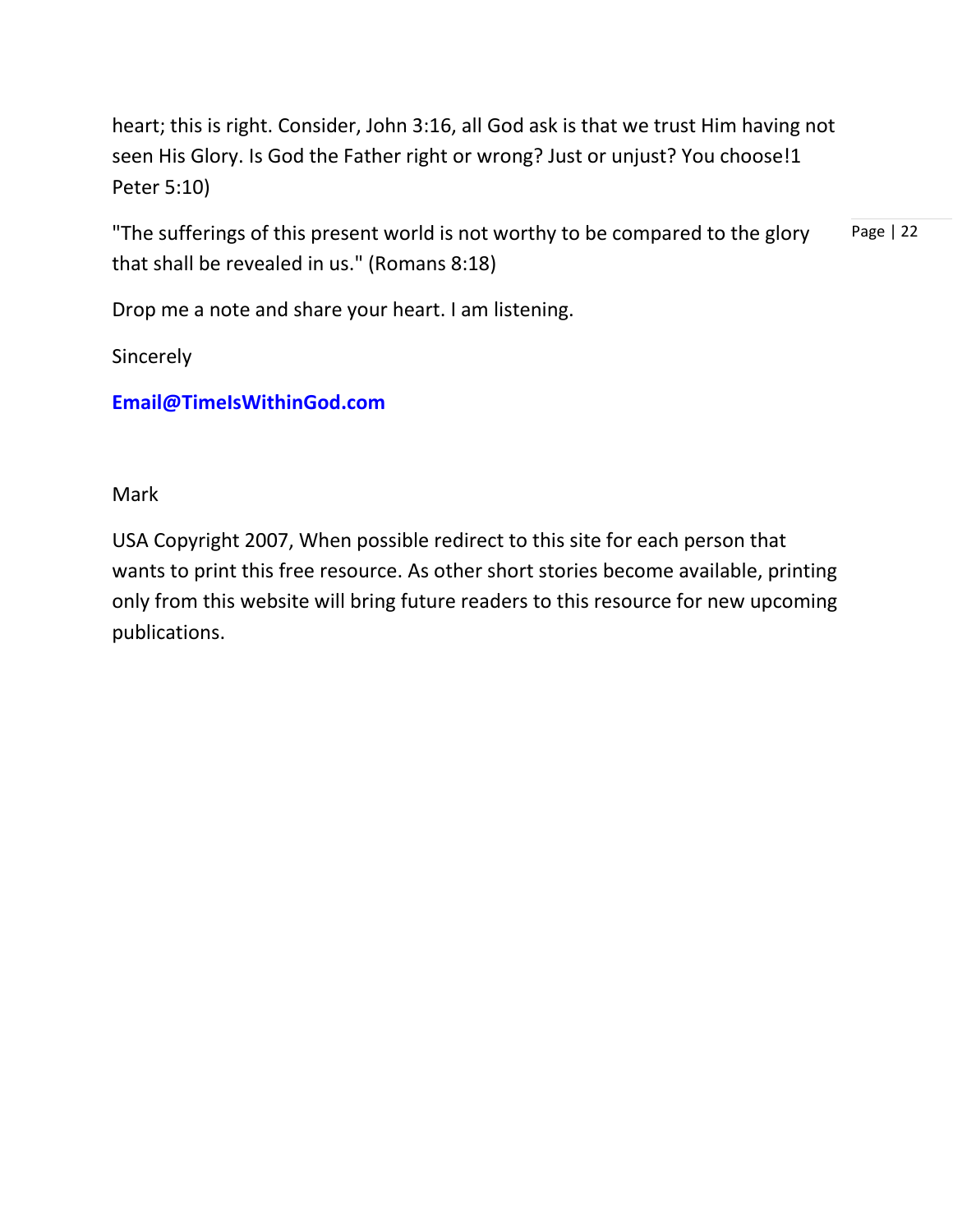heart; this is right. Consider, John 3:16, all God ask is that we trust Him having not seen His Glory. Is God the Father right or wrong? Just or unjust? You choose!1 Peter 5:10)

"The sufferings of this present world is not worthy to be compared to the glory that shall be revealed in us." (Romans 8:18)

Drop me a note and share your heart. I am listening.

Sincerely

**Email@TimeIsWithinGod.com**

Mark

USA Copyright 2007, When possible redirect to this site for each person that wants to print this free resource. As other short stories become available, printing only from this website will bring future readers to this resource for new upcoming publications.